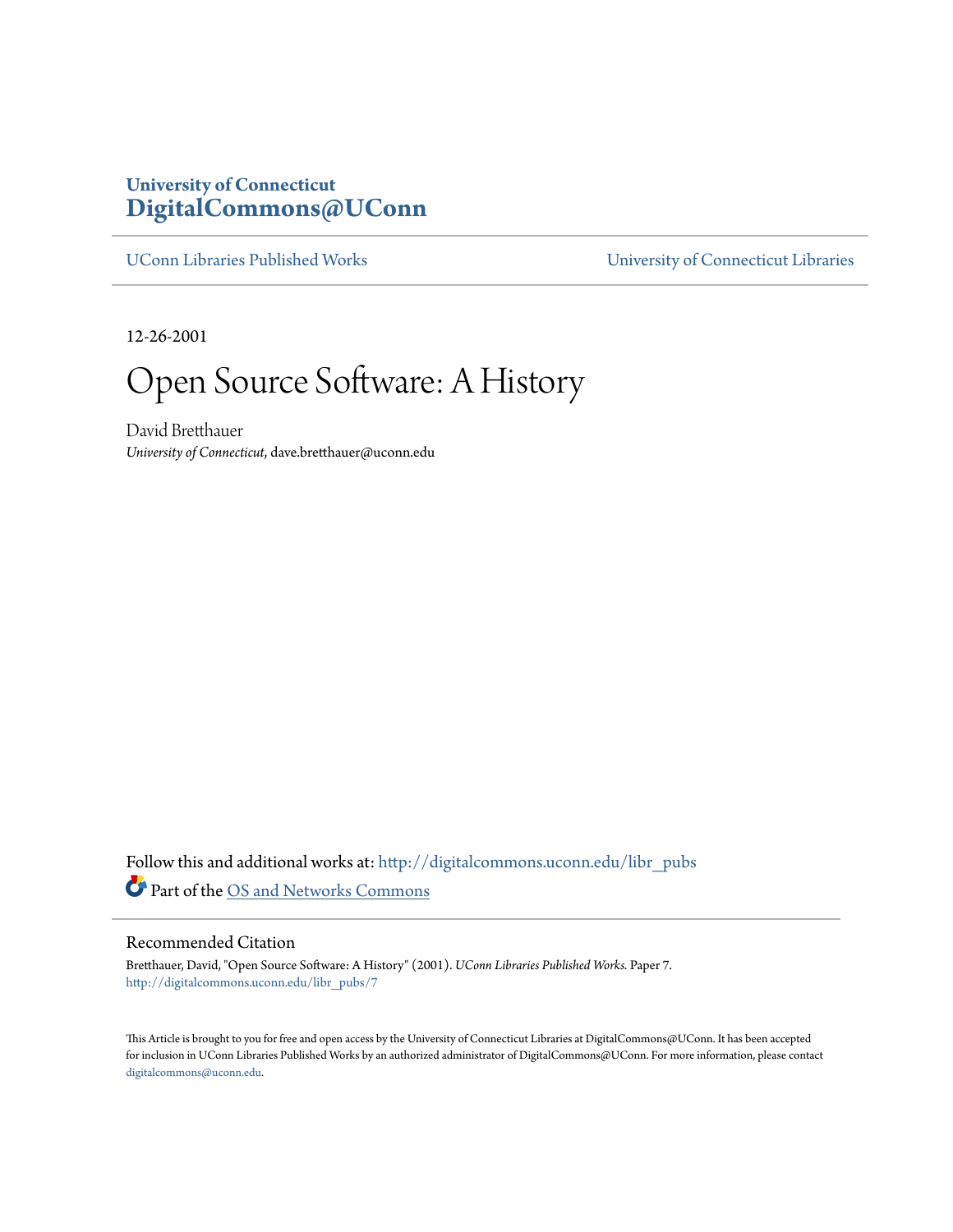**University of Connecticut**
**DigitalCommons@UConn**

UConn Libraries Published Works | University of Connecticut Libraries

12-26-2001

# Open Source Software: A History

David Bretthauer
*University of Connecticut*, dave.bretthauer@uconn.edu

Follow this and additional works at: http://digitalcommons.uconn.edu/libr_pubs

Part of the OS and Networks Commons

## Recommended Citation

Bretthauer, David, "Open Source Software: A History" (2001). *UConn Libraries Published Works.* Paper 7.
http://digitalcommons.uconn.edu/libr_pubs/7

This Article is brought to you for free and open access by the University of Connecticut Libraries at DigitalCommons@UConn. It has been accepted for inclusion in UConn Libraries Published Works by an authorized administrator of DigitalCommons@UConn. For more information, please contact digitalcommons@uconn.edu.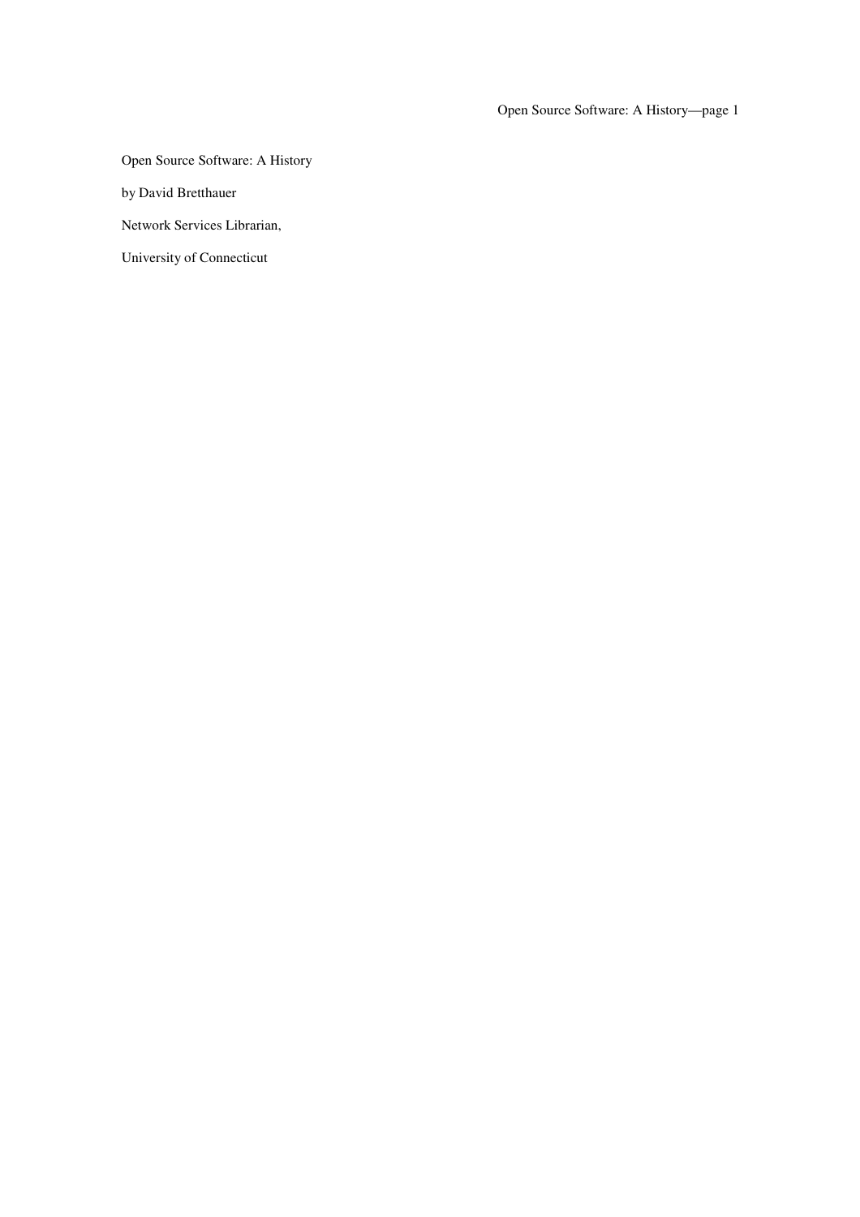Open Source Software: A History

by David Bretthauer

Network Services Librarian,

University of Connecticut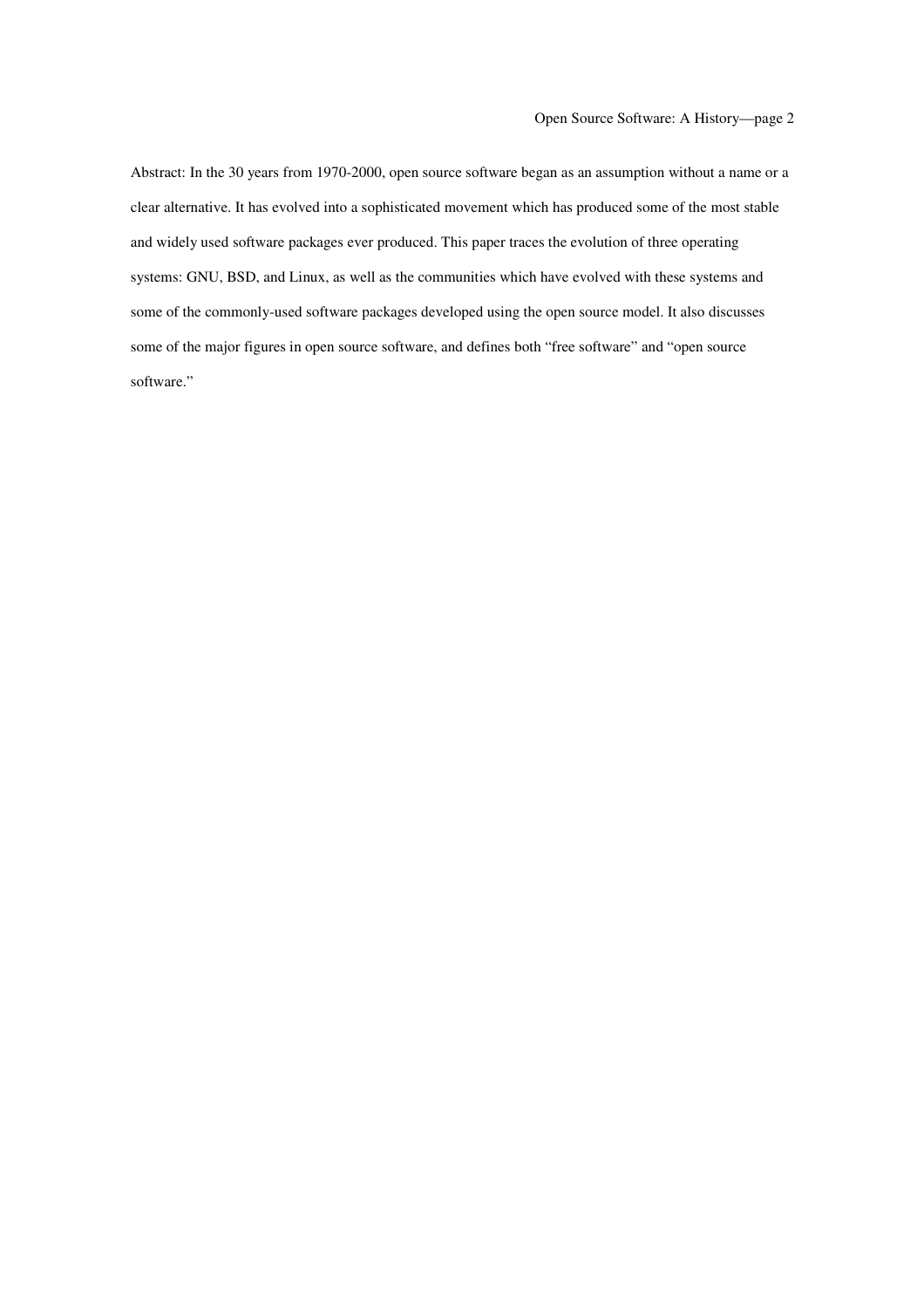Abstract: In the 30 years from 1970-2000, open source software began as an assumption without a name or a clear alternative. It has evolved into a sophisticated movement which has produced some of the most stable and widely used software packages ever produced. This paper traces the evolution of three operating systems: GNU, BSD, and Linux, as well as the communities which have evolved with these systems and some of the commonly-used software packages developed using the open source model. It also discusses some of the major figures in open source software, and defines both "free software" and "open source software."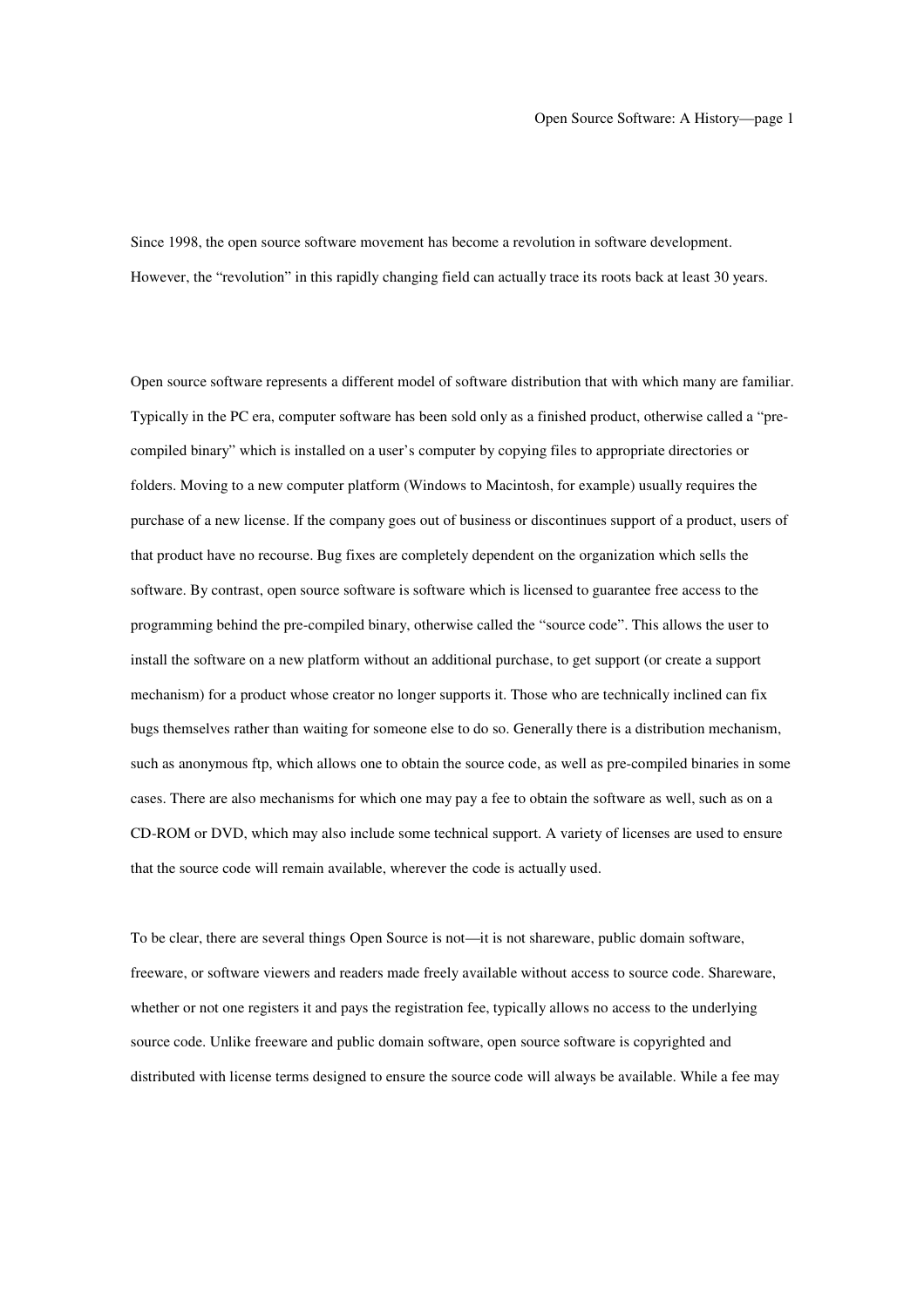Since 1998, the open source software movement has become a revolution in software development. However, the "revolution" in this rapidly changing field can actually trace its roots back at least 30 years.

Open source software represents a different model of software distribution that with which many are familiar. Typically in the PC era, computer software has been sold only as a finished product, otherwise called a "pre-compiled binary" which is installed on a user's computer by copying files to appropriate directories or folders. Moving to a new computer platform (Windows to Macintosh, for example) usually requires the purchase of a new license. If the company goes out of business or discontinues support of a product, users of that product have no recourse. Bug fixes are completely dependent on the organization which sells the software. By contrast, open source software is software which is licensed to guarantee free access to the programming behind the pre-compiled binary, otherwise called the "source code". This allows the user to install the software on a new platform without an additional purchase, to get support (or create a support mechanism) for a product whose creator no longer supports it. Those who are technically inclined can fix bugs themselves rather than waiting for someone else to do so. Generally there is a distribution mechanism, such as anonymous ftp, which allows one to obtain the source code, as well as pre-compiled binaries in some cases. There are also mechanisms for which one may pay a fee to obtain the software as well, such as on a CD-ROM or DVD, which may also include some technical support. A variety of licenses are used to ensure that the source code will remain available, wherever the code is actually used.

To be clear, there are several things Open Source is not—it is not shareware, public domain software, freeware, or software viewers and readers made freely available without access to source code. Shareware, whether or not one registers it and pays the registration fee, typically allows no access to the underlying source code. Unlike freeware and public domain software, open source software is copyrighted and distributed with license terms designed to ensure the source code will always be available. While a fee may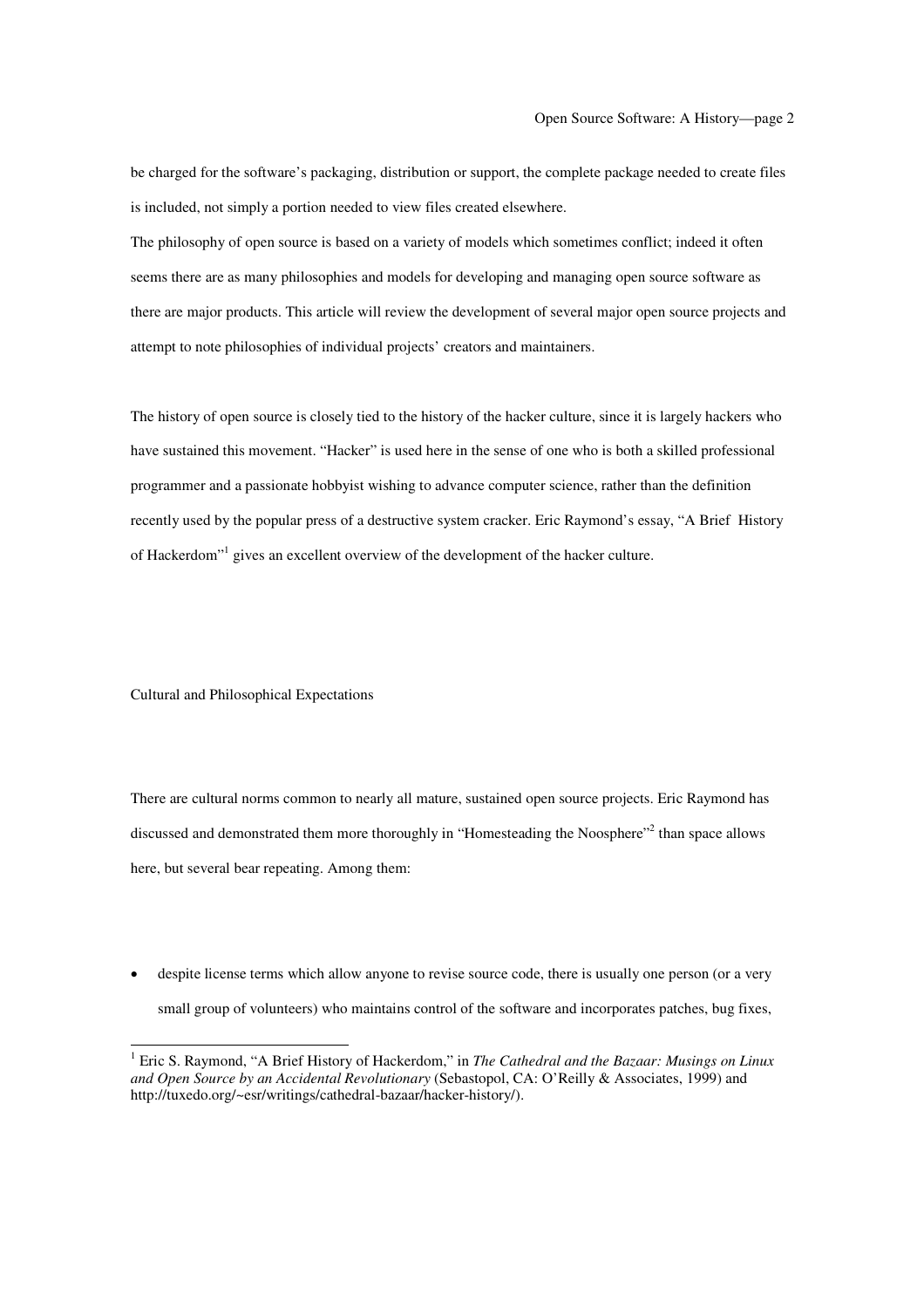be charged for the software's packaging, distribution or support, the complete package needed to create files is included, not simply a portion needed to view files created elsewhere.

The philosophy of open source is based on a variety of models which sometimes conflict; indeed it often seems there are as many philosophies and models for developing and managing open source software as there are major products. This article will review the development of several major open source projects and attempt to note philosophies of individual projects' creators and maintainers.

The history of open source is closely tied to the history of the hacker culture, since it is largely hackers who have sustained this movement. "Hacker" is used here in the sense of one who is both a skilled professional programmer and a passionate hobbyist wishing to advance computer science, rather than the definition recently used by the popular press of a destructive system cracker. Eric Raymond's essay, "A Brief History of Hackerdom"[1] gives an excellent overview of the development of the hacker culture.

## Cultural and Philosophical Expectations

There are cultural norms common to nearly all mature, sustained open source projects. Eric Raymond has discussed and demonstrated them more thoroughly in "Homesteading the Noosphere"[2] than space allows here, but several bear repeating. Among them:

- despite license terms which allow anyone to revise source code, there is usually one person (or a very small group of volunteers) who maintains control of the software and incorporates patches, bug fixes,

---

[1] Eric S. Raymond, "A Brief History of Hackerdom," in *The Cathedral and the Bazaar: Musings on Linux and Open Source by an Accidental Revolutionary* (Sebastopol, CA: O'Reilly & Associates, 1999) and http://tuxedo.org/~esr/writings/cathedral-bazaar/hacker-history/).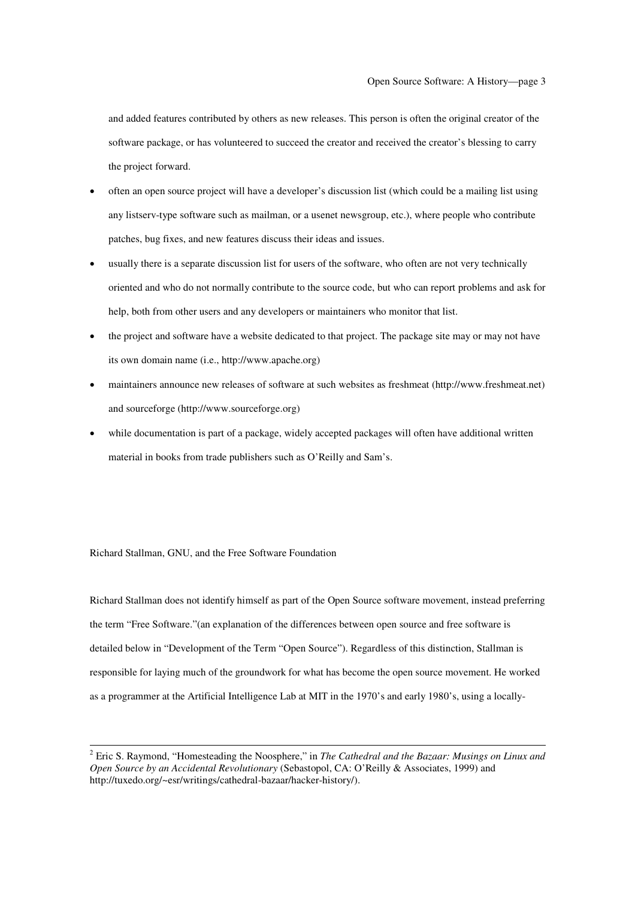and added features contributed by others as new releases. This person is often the original creator of the software package, or has volunteered to succeed the creator and received the creator's blessing to carry the project forward.

- often an open source project will have a developer's discussion list (which could be a mailing list using any listserv-type software such as mailman, or a usenet newsgroup, etc.), where people who contribute patches, bug fixes, and new features discuss their ideas and issues.
- usually there is a separate discussion list for users of the software, who often are not very technically oriented and who do not normally contribute to the source code, but who can report problems and ask for help, both from other users and any developers or maintainers who monitor that list.
- the project and software have a website dedicated to that project. The package site may or may not have its own domain name (i.e., http://www.apache.org)
- maintainers announce new releases of software at such websites as freshmeat (http://www.freshmeat.net) and sourceforge (http://www.sourceforge.org)
- while documentation is part of a package, widely accepted packages will often have additional written material in books from trade publishers such as O'Reilly and Sam's.

## Richard Stallman, GNU, and the Free Software Foundation

Richard Stallman does not identify himself as part of the Open Source software movement, instead preferring the term "Free Software."(an explanation of the differences between open source and free software is detailed below in "Development of the Term "Open Source"). Regardless of this distinction, Stallman is responsible for laying much of the groundwork for what has become the open source movement. He worked as a programmer at the Artificial Intelligence Lab at MIT in the 1970's and early 1980's, using a locally-

---

[2] Eric S. Raymond, "Homesteading the Noosphere," in *The Cathedral and the Bazaar: Musings on Linux and Open Source by an Accidental Revolutionary* (Sebastopol, CA: O'Reilly & Associates, 1999) and http://tuxedo.org/~esr/writings/cathedral-bazaar/hacker-history/).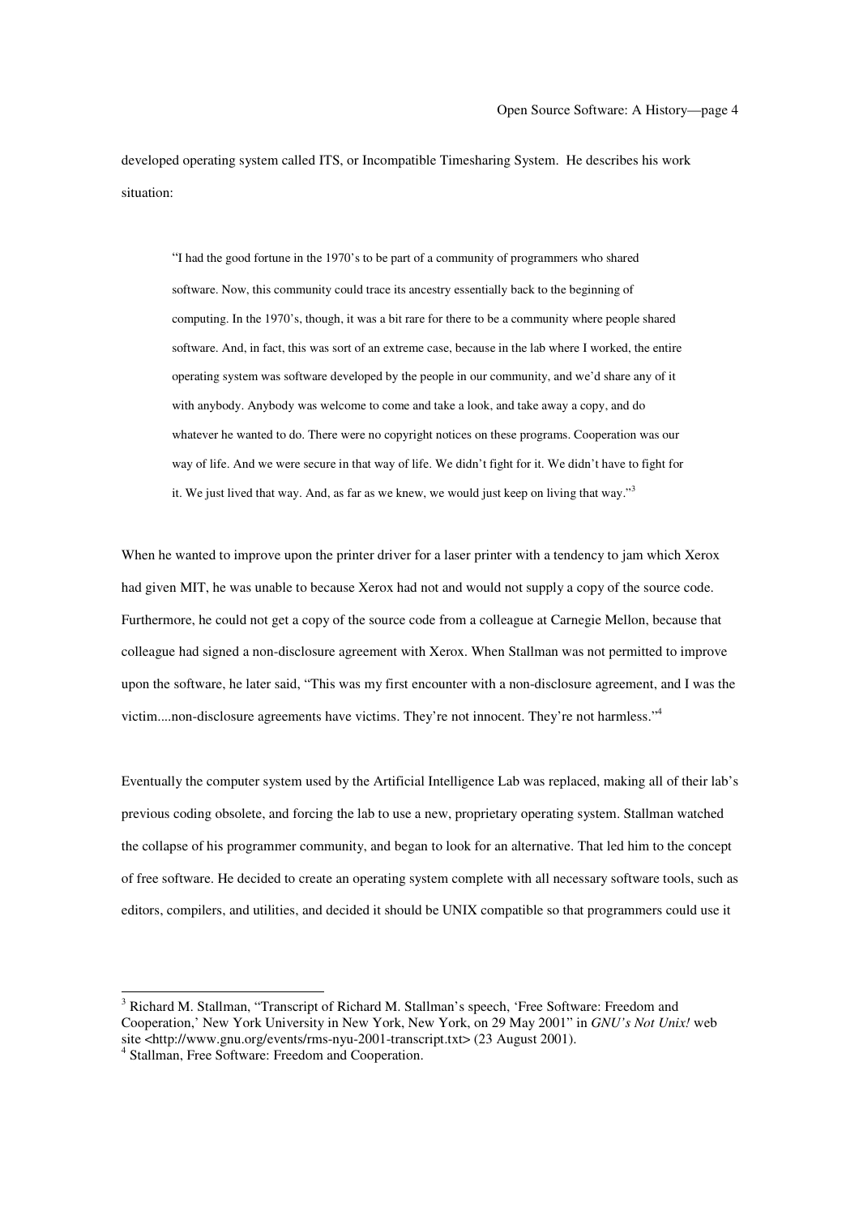developed operating system called ITS, or Incompatible Timesharing System. He describes his work situation:

> "I had the good fortune in the 1970's to be part of a community of programmers who shared software. Now, this community could trace its ancestry essentially back to the beginning of computing. In the 1970's, though, it was a bit rare for there to be a community where people shared software. And, in fact, this was sort of an extreme case, because in the lab where I worked, the entire operating system was software developed by the people in our community, and we'd share any of it with anybody. Anybody was welcome to come and take a look, and take away a copy, and do whatever he wanted to do. There were no copyright notices on these programs. Cooperation was our way of life. And we were secure in that way of life. We didn't fight for it. We didn't have to fight for it. We just lived that way. And, as far as we knew, we would just keep on living that way."[3]

When he wanted to improve upon the printer driver for a laser printer with a tendency to jam which Xerox had given MIT, he was unable to because Xerox had not and would not supply a copy of the source code. Furthermore, he could not get a copy of the source code from a colleague at Carnegie Mellon, because that colleague had signed a non-disclosure agreement with Xerox. When Stallman was not permitted to improve upon the software, he later said, "This was my first encounter with a non-disclosure agreement, and I was the victim....non-disclosure agreements have victims. They're not innocent. They're not harmless."[4]

Eventually the computer system used by the Artificial Intelligence Lab was replaced, making all of their lab's previous coding obsolete, and forcing the lab to use a new, proprietary operating system. Stallman watched the collapse of his programmer community, and began to look for an alternative. That led him to the concept of free software. He decided to create an operating system complete with all necessary software tools, such as editors, compilers, and utilities, and decided it should be UNIX compatible so that programmers could use it

---

[3] Richard M. Stallman, "Transcript of Richard M. Stallman's speech, 'Free Software: Freedom and Cooperation,' New York University in New York, New York, on 29 May 2001" in *GNU's Not Unix!* web site <http://www.gnu.org/events/rms-nyu-2001-transcript.txt> (23 August 2001).

[4] Stallman, Free Software: Freedom and Cooperation.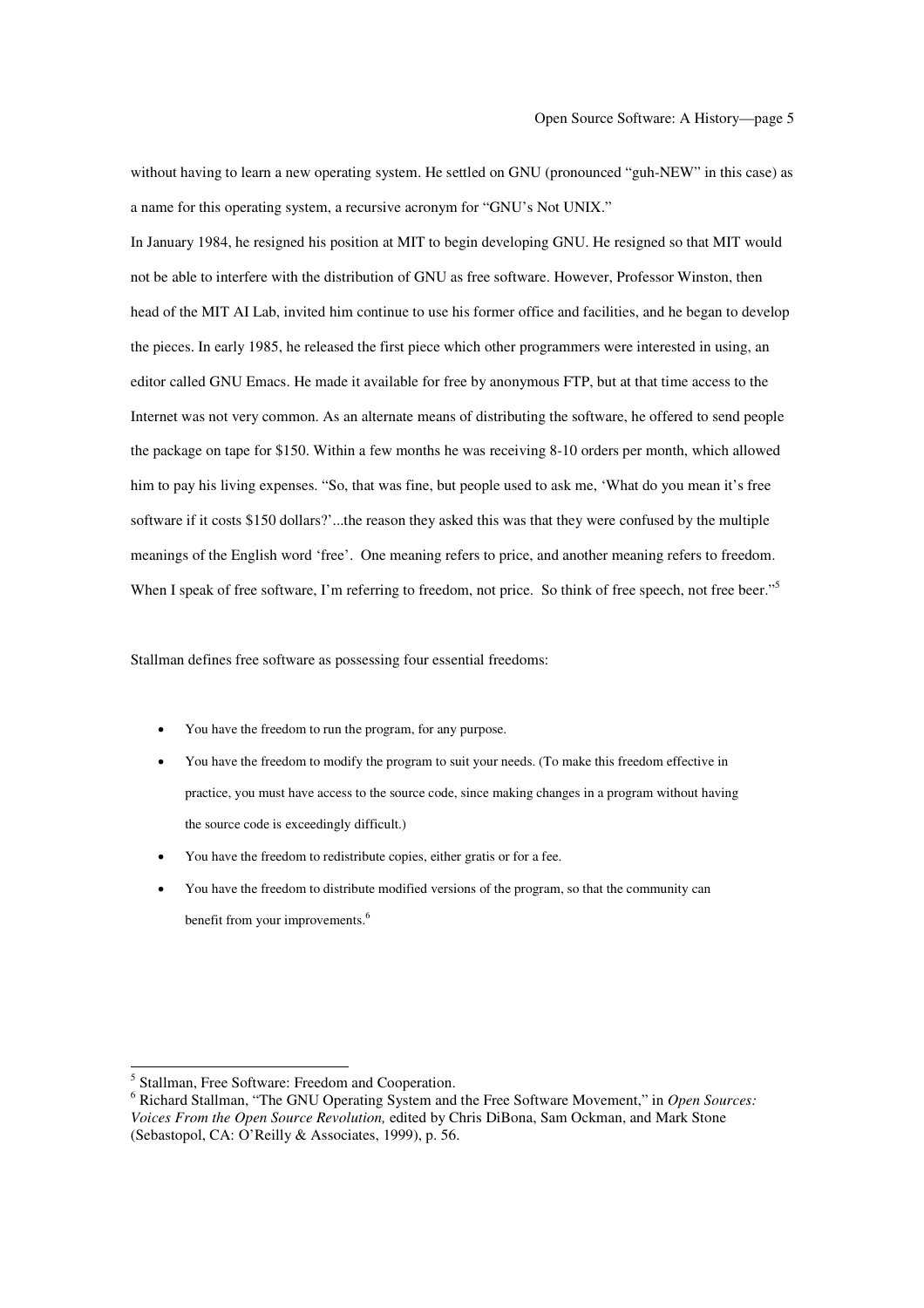without having to learn a new operating system. He settled on GNU (pronounced "guh-NEW" in this case) as a name for this operating system, a recursive acronym for "GNU's Not UNIX."

In January 1984, he resigned his position at MIT to begin developing GNU. He resigned so that MIT would not be able to interfere with the distribution of GNU as free software. However, Professor Winston, then head of the MIT AI Lab, invited him continue to use his former office and facilities, and he began to develop the pieces. In early 1985, he released the first piece which other programmers were interested in using, an editor called GNU Emacs. He made it available for free by anonymous FTP, but at that time access to the Internet was not very common. As an alternate means of distributing the software, he offered to send people the package on tape for $150. Within a few months he was receiving 8-10 orders per month, which allowed him to pay his living expenses. "So, that was fine, but people used to ask me, 'What do you mean it's free software if it costs $150 dollars?'...the reason they asked this was that they were confused by the multiple meanings of the English word 'free'. One meaning refers to price, and another meaning refers to freedom. When I speak of free software, I'm referring to freedom, not price. So think of free speech, not free beer."[5]

Stallman defines free software as possessing four essential freedoms:

- You have the freedom to run the program, for any purpose.
- You have the freedom to modify the program to suit your needs. (To make this freedom effective in practice, you must have access to the source code, since making changes in a program without having the source code is exceedingly difficult.)
- You have the freedom to redistribute copies, either gratis or for a fee.
- You have the freedom to distribute modified versions of the program, so that the community can benefit from your improvements.[6]

---

[5] Stallman, Free Software: Freedom and Cooperation.

[6] Richard Stallman, "The GNU Operating System and the Free Software Movement," in *Open Sources: Voices From the Open Source Revolution,* edited by Chris DiBona, Sam Ockman, and Mark Stone (Sebastopol, CA: O'Reilly & Associates, 1999), p. 56.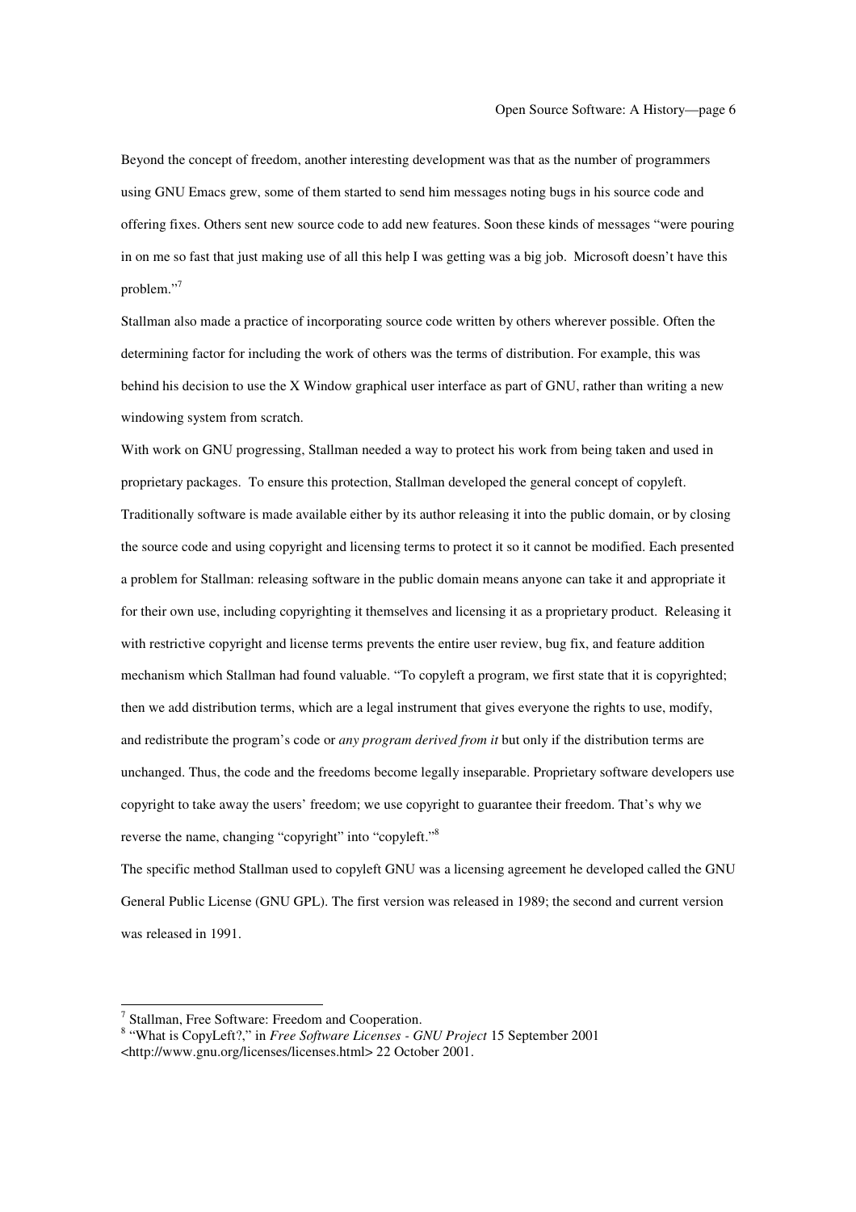Beyond the concept of freedom, another interesting development was that as the number of programmers using GNU Emacs grew, some of them started to send him messages noting bugs in his source code and offering fixes. Others sent new source code to add new features. Soon these kinds of messages "were pouring in on me so fast that just making use of all this help I was getting was a big job. Microsoft doesn't have this problem."[7]

Stallman also made a practice of incorporating source code written by others wherever possible. Often the determining factor for including the work of others was the terms of distribution. For example, this was behind his decision to use the X Window graphical user interface as part of GNU, rather than writing a new windowing system from scratch.

With work on GNU progressing, Stallman needed a way to protect his work from being taken and used in proprietary packages. To ensure this protection, Stallman developed the general concept of copyleft. Traditionally software is made available either by its author releasing it into the public domain, or by closing the source code and using copyright and licensing terms to protect it so it cannot be modified. Each presented a problem for Stallman: releasing software in the public domain means anyone can take it and appropriate it for their own use, including copyrighting it themselves and licensing it as a proprietary product. Releasing it with restrictive copyright and license terms prevents the entire user review, bug fix, and feature addition mechanism which Stallman had found valuable. "To copyleft a program, we first state that it is copyrighted; then we add distribution terms, which are a legal instrument that gives everyone the rights to use, modify, and redistribute the program's code or *any program derived from it* but only if the distribution terms are unchanged. Thus, the code and the freedoms become legally inseparable. Proprietary software developers use copyright to take away the users' freedom; we use copyright to guarantee their freedom. That's why we reverse the name, changing "copyright" into "copyleft."[8]

The specific method Stallman used to copyleft GNU was a licensing agreement he developed called the GNU General Public License (GNU GPL). The first version was released in 1989; the second and current version was released in 1991.

---

[7] Stallman, Free Software: Freedom and Cooperation.

[8] "What is CopyLeft?," in *Free Software Licenses - GNU Project* 15 September 2001 <http://www.gnu.org/licenses/licenses.html> 22 October 2001.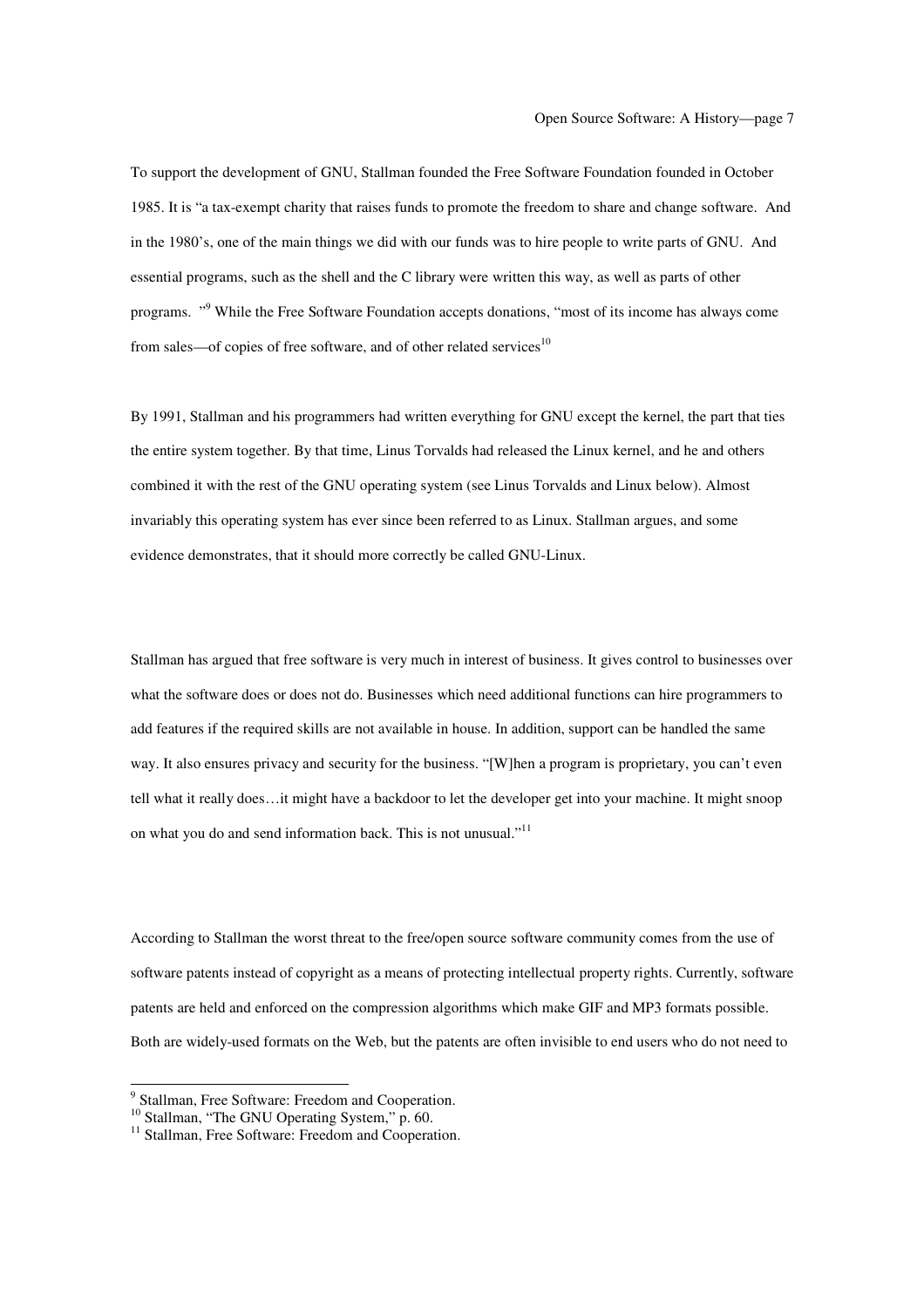To support the development of GNU, Stallman founded the Free Software Foundation founded in October 1985. It is "a tax-exempt charity that raises funds to promote the freedom to share and change software. And in the 1980's, one of the main things we did with our funds was to hire people to write parts of GNU. And essential programs, such as the shell and the C library were written this way, as well as parts of other programs. "[9] While the Free Software Foundation accepts donations, "most of its income has always come from sales—of copies of free software, and of other related services[10]

By 1991, Stallman and his programmers had written everything for GNU except the kernel, the part that ties the entire system together. By that time, Linus Torvalds had released the Linux kernel, and he and others combined it with the rest of the GNU operating system (see Linus Torvalds and Linux below). Almost invariably this operating system has ever since been referred to as Linux. Stallman argues, and some evidence demonstrates, that it should more correctly be called GNU-Linux.

Stallman has argued that free software is very much in interest of business. It gives control to businesses over what the software does or does not do. Businesses which need additional functions can hire programmers to add features if the required skills are not available in house. In addition, support can be handled the same way. It also ensures privacy and security for the business. "[W]hen a program is proprietary, you can't even tell what it really does…it might have a backdoor to let the developer get into your machine. It might snoop on what you do and send information back. This is not unusual."[11]

According to Stallman the worst threat to the free/open source software community comes from the use of software patents instead of copyright as a means of protecting intellectual property rights. Currently, software patents are held and enforced on the compression algorithms which make GIF and MP3 formats possible. Both are widely-used formats on the Web, but the patents are often invisible to end users who do not need to

[9] Stallman, Free Software: Freedom and Cooperation.

[10] Stallman, "The GNU Operating System," p. 60.

[11] Stallman, Free Software: Freedom and Cooperation.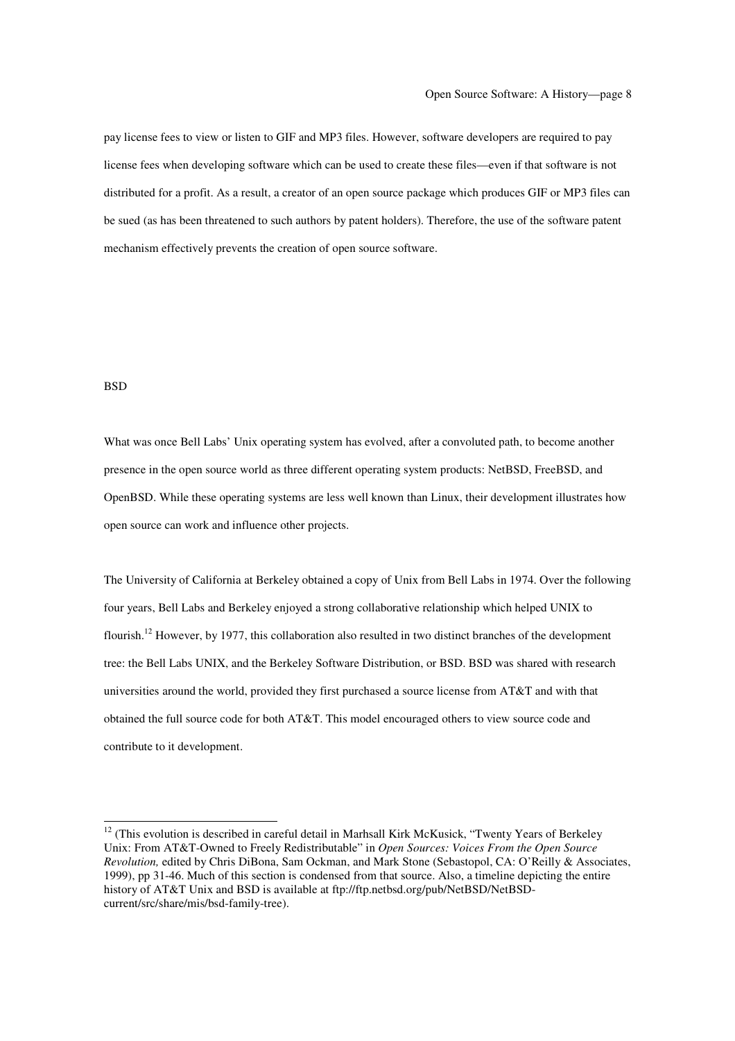pay license fees to view or listen to GIF and MP3 files. However, software developers are required to pay license fees when developing software which can be used to create these files—even if that software is not distributed for a profit. As a result, a creator of an open source package which produces GIF or MP3 files can be sued (as has been threatened to such authors by patent holders). Therefore, the use of the software patent mechanism effectively prevents the creation of open source software.

## BSD

What was once Bell Labs' Unix operating system has evolved, after a convoluted path, to become another presence in the open source world as three different operating system products: NetBSD, FreeBSD, and OpenBSD. While these operating systems are less well known than Linux, their development illustrates how open source can work and influence other projects.

The University of California at Berkeley obtained a copy of Unix from Bell Labs in 1974. Over the following four years, Bell Labs and Berkeley enjoyed a strong collaborative relationship which helped UNIX to flourish.[12] However, by 1977, this collaboration also resulted in two distinct branches of the development tree: the Bell Labs UNIX, and the Berkeley Software Distribution, or BSD. BSD was shared with research universities around the world, provided they first purchased a source license from AT&T and with that obtained the full source code for both AT&T. This model encouraged others to view source code and contribute to it development.

---

[12] (This evolution is described in careful detail in Marhsall Kirk McKusick, "Twenty Years of Berkeley Unix: From AT&T-Owned to Freely Redistributable" in *Open Sources: Voices From the Open Source Revolution,* edited by Chris DiBona, Sam Ockman, and Mark Stone (Sebastopol, CA: O'Reilly & Associates, 1999), pp 31-46. Much of this section is condensed from that source. Also, a timeline depicting the entire history of AT&T Unix and BSD is available at ftp://ftp.netbsd.org/pub/NetBSD/NetBSD-current/src/share/mis/bsd-family-tree).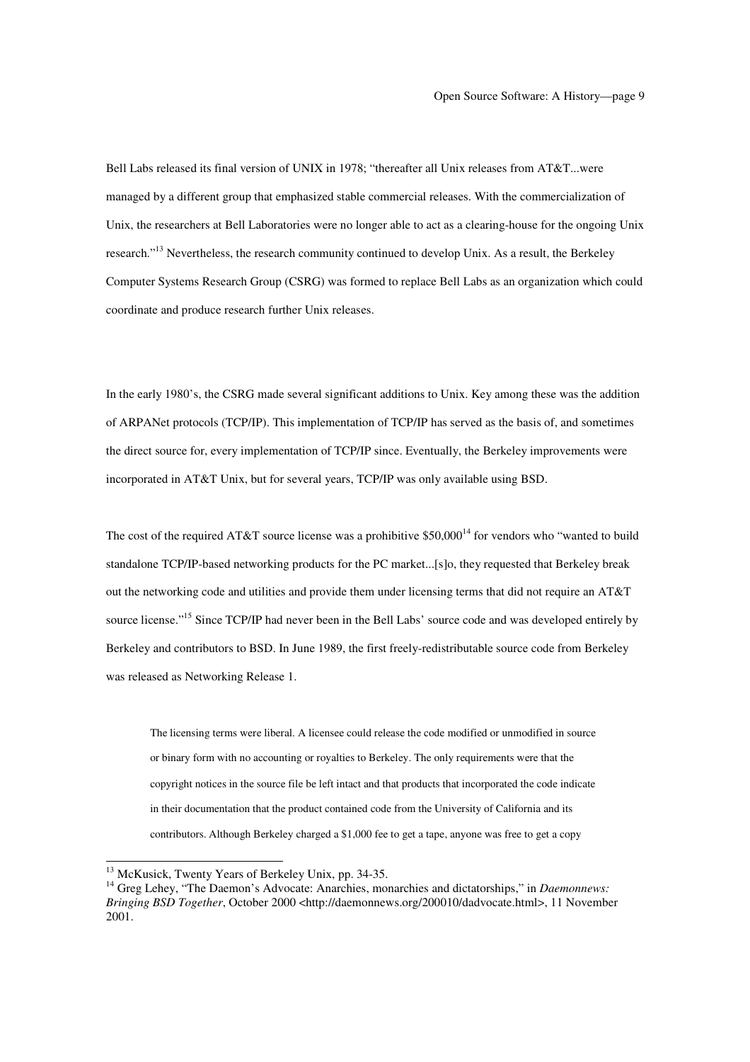Bell Labs released its final version of UNIX in 1978; "thereafter all Unix releases from AT&T...were managed by a different group that emphasized stable commercial releases. With the commercialization of Unix, the researchers at Bell Laboratories were no longer able to act as a clearing-house for the ongoing Unix research."[13] Nevertheless, the research community continued to develop Unix. As a result, the Berkeley Computer Systems Research Group (CSRG) was formed to replace Bell Labs as an organization which could coordinate and produce research further Unix releases.

In the early 1980's, the CSRG made several significant additions to Unix. Key among these was the addition of ARPANet protocols (TCP/IP). This implementation of TCP/IP has served as the basis of, and sometimes the direct source for, every implementation of TCP/IP since. Eventually, the Berkeley improvements were incorporated in AT&T Unix, but for several years, TCP/IP was only available using BSD.

The cost of the required AT&T source license was a prohibitive $50,000[14] for vendors who "wanted to build standalone TCP/IP-based networking products for the PC market...[s]o, they requested that Berkeley break out the networking code and utilities and provide them under licensing terms that did not require an AT&T source license."[15] Since TCP/IP had never been in the Bell Labs' source code and was developed entirely by Berkeley and contributors to BSD. In June 1989, the first freely-redistributable source code from Berkeley was released as Networking Release 1.

> The licensing terms were liberal. A licensee could release the code modified or unmodified in source or binary form with no accounting or royalties to Berkeley. The only requirements were that the copyright notices in the source file be left intact and that products that incorporated the code indicate in their documentation that the product contained code from the University of California and its contributors. Although Berkeley charged a $1,000 fee to get a tape, anyone was free to get a copy

---

[13] McKusick, Twenty Years of Berkeley Unix, pp. 34-35.

[14] Greg Lehey, "The Daemon's Advocate: Anarchies, monarchies and dictatorships," in *Daemonnews: Bringing BSD Together*, October 2000 <http://daemonnews.org/200010/dadvocate.html>, 11 November 2001.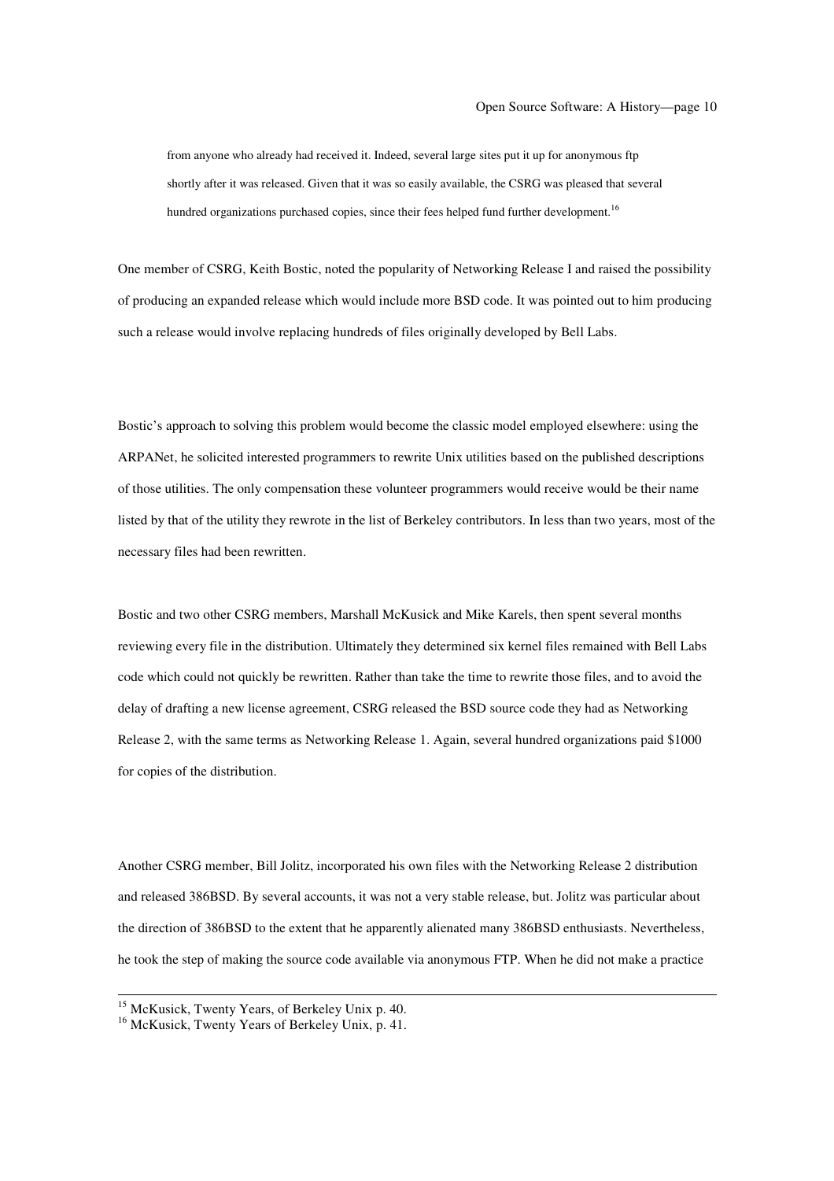> from anyone who already had received it. Indeed, several large sites put it up for anonymous ftp shortly after it was released. Given that it was so easily available, the CSRG was pleased that several hundred organizations purchased copies, since their fees helped fund further development.[16]

One member of CSRG, Keith Bostic, noted the popularity of Networking Release I and raised the possibility of producing an expanded release which would include more BSD code. It was pointed out to him producing such a release would involve replacing hundreds of files originally developed by Bell Labs.

Bostic's approach to solving this problem would become the classic model employed elsewhere: using the ARPANet, he solicited interested programmers to rewrite Unix utilities based on the published descriptions of those utilities. The only compensation these volunteer programmers would receive would be their name listed by that of the utility they rewrote in the list of Berkeley contributors. In less than two years, most of the necessary files had been rewritten.

Bostic and two other CSRG members, Marshall McKusick and Mike Karels, then spent several months reviewing every file in the distribution. Ultimately they determined six kernel files remained with Bell Labs code which could not quickly be rewritten. Rather than take the time to rewrite those files, and to avoid the delay of drafting a new license agreement, CSRG released the BSD source code they had as Networking Release 2, with the same terms as Networking Release 1. Again, several hundred organizations paid $1000 for copies of the distribution.

Another CSRG member, Bill Jolitz, incorporated his own files with the Networking Release 2 distribution and released 386BSD. By several accounts, it was not a very stable release, but. Jolitz was particular about the direction of 386BSD to the extent that he apparently alienated many 386BSD enthusiasts. Nevertheless, he took the step of making the source code available via anonymous FTP. When he did not make a practice

---

[15] McKusick, Twenty Years, of Berkeley Unix p. 40.

[16] McKusick, Twenty Years of Berkeley Unix, p. 41.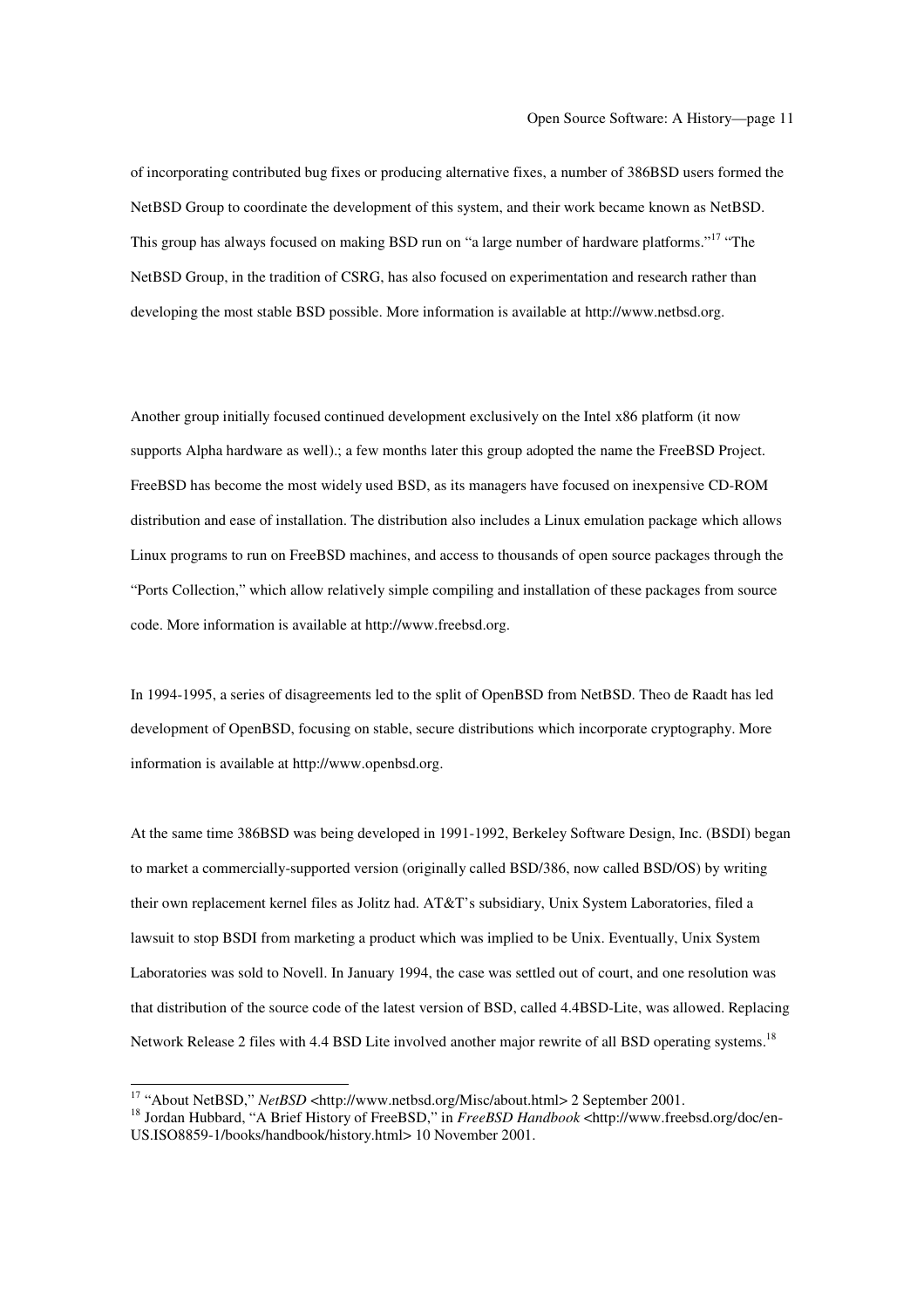of incorporating contributed bug fixes or producing alternative fixes, a number of 386BSD users formed the NetBSD Group to coordinate the development of this system, and their work became known as NetBSD. This group has always focused on making BSD run on "a large number of hardware platforms."[17] "The NetBSD Group, in the tradition of CSRG, has also focused on experimentation and research rather than developing the most stable BSD possible. More information is available at http://www.netbsd.org.

Another group initially focused continued development exclusively on the Intel x86 platform (it now supports Alpha hardware as well).; a few months later this group adopted the name the FreeBSD Project. FreeBSD has become the most widely used BSD, as its managers have focused on inexpensive CD-ROM distribution and ease of installation. The distribution also includes a Linux emulation package which allows Linux programs to run on FreeBSD machines, and access to thousands of open source packages through the "Ports Collection," which allow relatively simple compiling and installation of these packages from source code. More information is available at http://www.freebsd.org.

In 1994-1995, a series of disagreements led to the split of OpenBSD from NetBSD. Theo de Raadt has led development of OpenBSD, focusing on stable, secure distributions which incorporate cryptography. More information is available at http://www.openbsd.org.

At the same time 386BSD was being developed in 1991-1992, Berkeley Software Design, Inc. (BSDI) began to market a commercially-supported version (originally called BSD/386, now called BSD/OS) by writing their own replacement kernel files as Jolitz had. AT&T's subsidiary, Unix System Laboratories, filed a lawsuit to stop BSDI from marketing a product which was implied to be Unix. Eventually, Unix System Laboratories was sold to Novell. In January 1994, the case was settled out of court, and one resolution was that distribution of the source code of the latest version of BSD, called 4.4BSD-Lite, was allowed. Replacing Network Release 2 files with 4.4 BSD Lite involved another major rewrite of all BSD operating systems.[18]

---

[17] "About NetBSD," *NetBSD* <http://www.netbsd.org/Misc/about.html> 2 September 2001.

[18] Jordan Hubbard, "A Brief History of FreeBSD," in *FreeBSD Handbook* <http://www.freebsd.org/doc/en-US.ISO8859-1/books/handbook/history.html> 10 November 2001.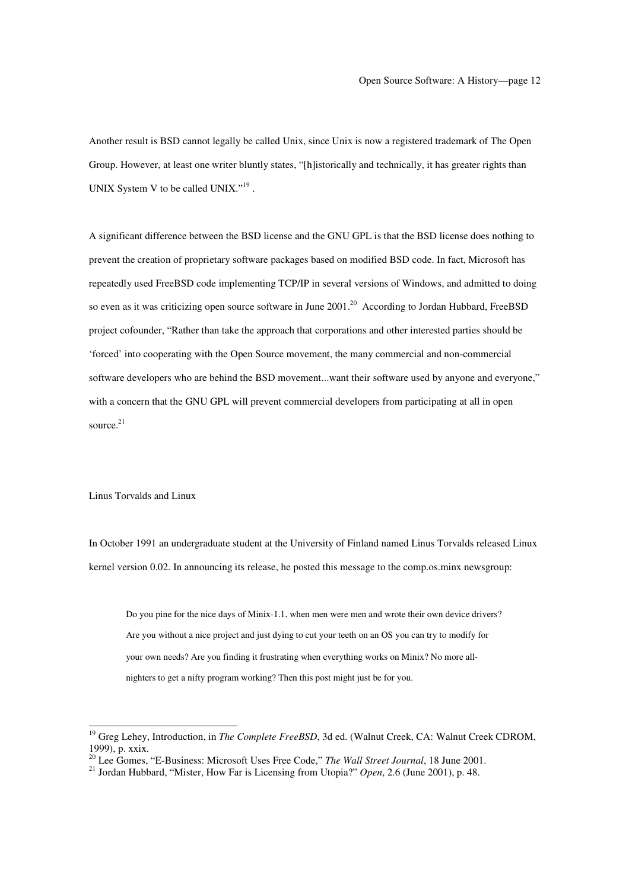Another result is BSD cannot legally be called Unix, since Unix is now a registered trademark of The Open Group. However, at least one writer bluntly states, "[h]istorically and technically, it has greater rights than UNIX System V to be called UNIX."[19] .

A significant difference between the BSD license and the GNU GPL is that the BSD license does nothing to prevent the creation of proprietary software packages based on modified BSD code. In fact, Microsoft has repeatedly used FreeBSD code implementing TCP/IP in several versions of Windows, and admitted to doing so even as it was criticizing open source software in June 2001.[20] According to Jordan Hubbard, FreeBSD project cofounder, "Rather than take the approach that corporations and other interested parties should be 'forced' into cooperating with the Open Source movement, the many commercial and non-commercial software developers who are behind the BSD movement...want their software used by anyone and everyone," with a concern that the GNU GPL will prevent commercial developers from participating at all in open source.[21]

## Linus Torvalds and Linux

In October 1991 an undergraduate student at the University of Finland named Linus Torvalds released Linux kernel version 0.02. In announcing its release, he posted this message to the comp.os.minx newsgroup:

> Do you pine for the nice days of Minix-1.1, when men were men and wrote their own device drivers? Are you without a nice project and just dying to cut your teeth on an OS you can try to modify for your own needs? Are you finding it frustrating when everything works on Minix? No more all-nighters to get a nifty program working? Then this post might just be for you.

---

[19] Greg Lehey, Introduction, in *The Complete FreeBSD*, 3d ed. (Walnut Creek, CA: Walnut Creek CDROM, 1999), p. xxix.

[20] Lee Gomes, "E-Business: Microsoft Uses Free Code," *The Wall Street Journal*, 18 June 2001.

[21] Jordan Hubbard, "Mister, How Far is Licensing from Utopia?" *Open*, 2.6 (June 2001), p. 48.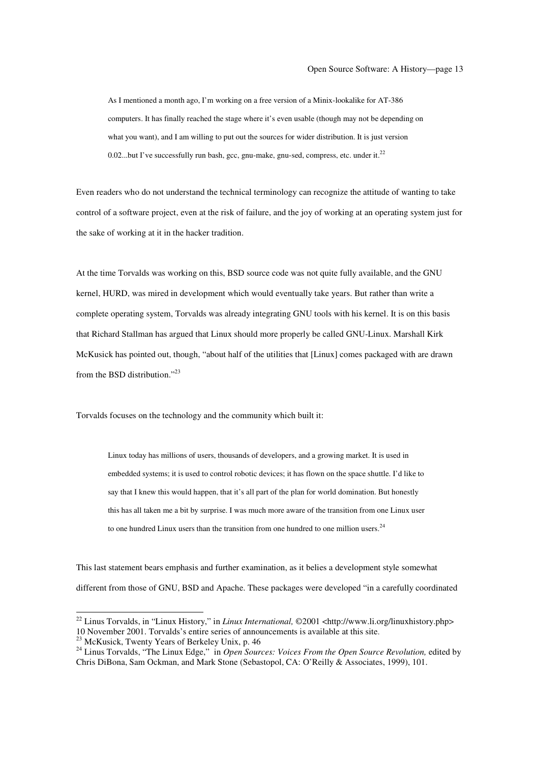> As I mentioned a month ago, I'm working on a free version of a Minix-lookalike for AT-386 computers. It has finally reached the stage where it's even usable (though may not be depending on what you want), and I am willing to put out the sources for wider distribution. It is just version 0.02...but I've successfully run bash, gcc, gnu-make, gnu-sed, compress, etc. under it.[22]

Even readers who do not understand the technical terminology can recognize the attitude of wanting to take control of a software project, even at the risk of failure, and the joy of working at an operating system just for the sake of working at it in the hacker tradition.

At the time Torvalds was working on this, BSD source code was not quite fully available, and the GNU kernel, HURD, was mired in development which would eventually take years. But rather than write a complete operating system, Torvalds was already integrating GNU tools with his kernel. It is on this basis that Richard Stallman has argued that Linux should more properly be called GNU-Linux. Marshall Kirk McKusick has pointed out, though, "about half of the utilities that [Linux] comes packaged with are drawn from the BSD distribution."[23]

Torvalds focuses on the technology and the community which built it:

> Linux today has millions of users, thousands of developers, and a growing market. It is used in embedded systems; it is used to control robotic devices; it has flown on the space shuttle. I'd like to say that I knew this would happen, that it's all part of the plan for world domination. But honestly this has all taken me a bit by surprise. I was much more aware of the transition from one Linux user to one hundred Linux users than the transition from one hundred to one million users.[24]

This last statement bears emphasis and further examination, as it belies a development style somewhat different from those of GNU, BSD and Apache. These packages were developed "in a carefully coordinated

---

[22] Linus Torvalds, in "Linux History," in *Linux International,* ©2001 <http://www.li.org/linuxhistory.php> 10 November 2001. Torvalds's entire series of announcements is available at this site.

[23] McKusick, Twenty Years of Berkeley Unix, p. 46

[24] Linus Torvalds, "The Linux Edge," in *Open Sources: Voices From the Open Source Revolution,* edited by Chris DiBona, Sam Ockman, and Mark Stone (Sebastopol, CA: O'Reilly & Associates, 1999), 101.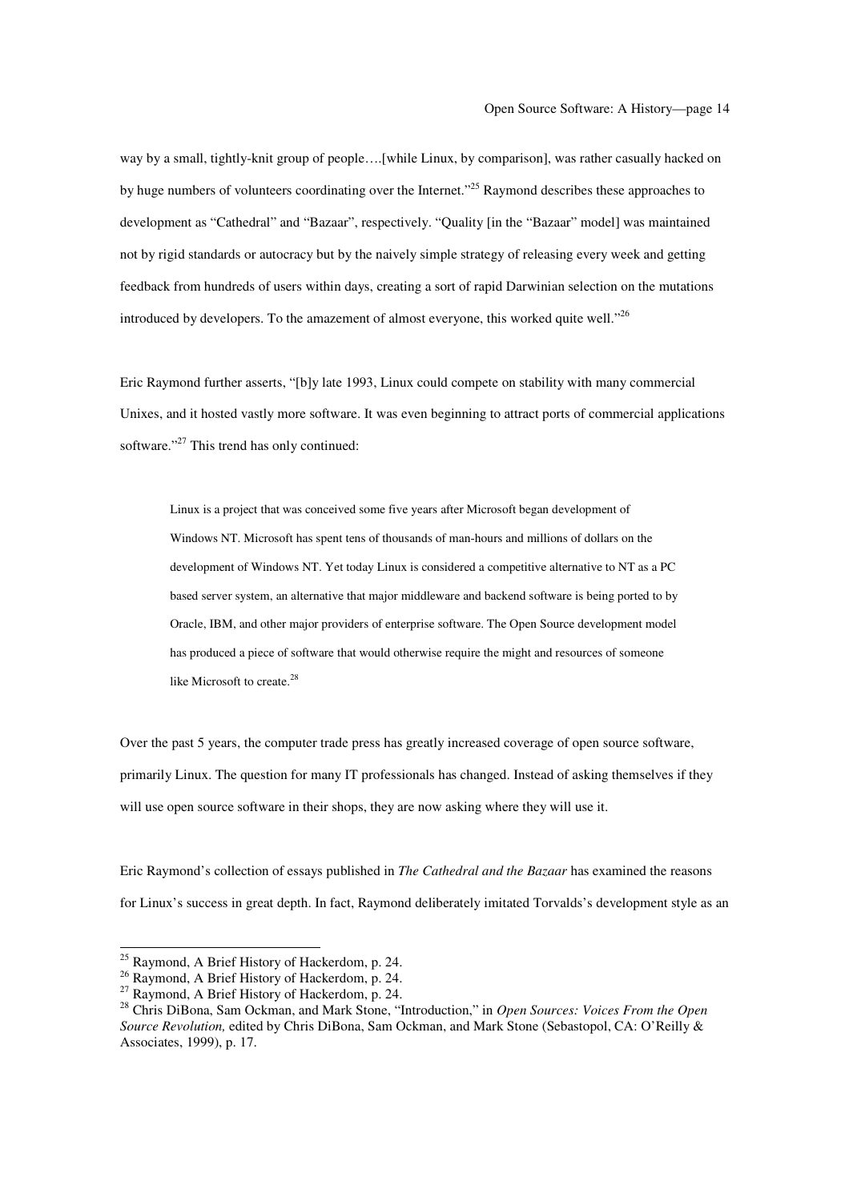way by a small, tightly-knit group of people….[while Linux, by comparison], was rather casually hacked on by huge numbers of volunteers coordinating over the Internet."[25] Raymond describes these approaches to development as "Cathedral" and "Bazaar", respectively. "Quality [in the "Bazaar" model] was maintained not by rigid standards or autocracy but by the naively simple strategy of releasing every week and getting feedback from hundreds of users within days, creating a sort of rapid Darwinian selection on the mutations introduced by developers. To the amazement of almost everyone, this worked quite well."[26]

Eric Raymond further asserts, "[b]y late 1993, Linux could compete on stability with many commercial Unixes, and it hosted vastly more software. It was even beginning to attract ports of commercial applications software."[27] This trend has only continued:

> Linux is a project that was conceived some five years after Microsoft began development of Windows NT. Microsoft has spent tens of thousands of man-hours and millions of dollars on the development of Windows NT. Yet today Linux is considered a competitive alternative to NT as a PC based server system, an alternative that major middleware and backend software is being ported to by Oracle, IBM, and other major providers of enterprise software. The Open Source development model has produced a piece of software that would otherwise require the might and resources of someone like Microsoft to create.[28]

Over the past 5 years, the computer trade press has greatly increased coverage of open source software, primarily Linux. The question for many IT professionals has changed. Instead of asking themselves if they will use open source software in their shops, they are now asking where they will use it.

Eric Raymond's collection of essays published in *The Cathedral and the Bazaar* has examined the reasons for Linux's success in great depth. In fact, Raymond deliberately imitated Torvalds's development style as an

---

[25] Raymond, A Brief History of Hackerdom, p. 24.

[26] Raymond, A Brief History of Hackerdom, p. 24.

[27] Raymond, A Brief History of Hackerdom, p. 24.

[28] Chris DiBona, Sam Ockman, and Mark Stone, "Introduction," in *Open Sources: Voices From the Open Source Revolution,* edited by Chris DiBona, Sam Ockman, and Mark Stone (Sebastopol, CA: O'Reilly & Associates, 1999), p. 17.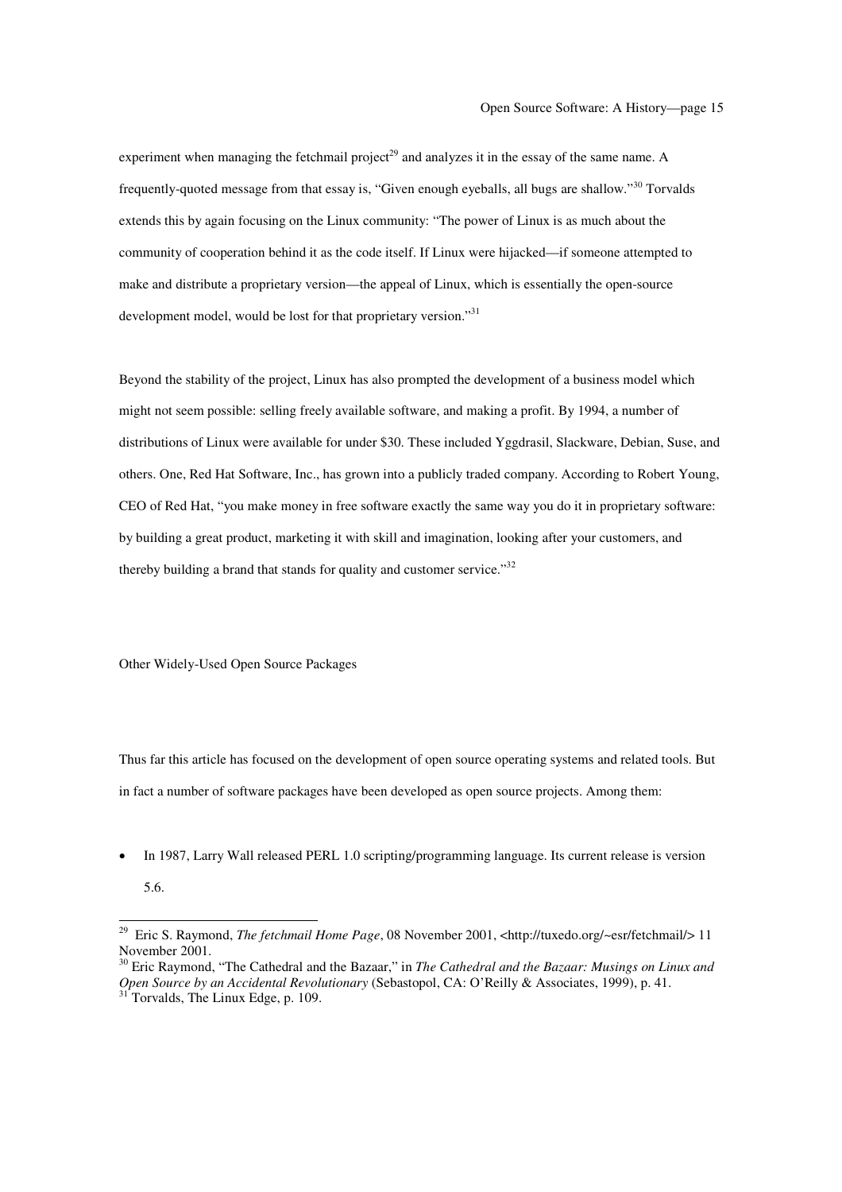experiment when managing the fetchmail project[29] and analyzes it in the essay of the same name. A frequently-quoted message from that essay is, "Given enough eyeballs, all bugs are shallow."[30] Torvalds extends this by again focusing on the Linux community: "The power of Linux is as much about the community of cooperation behind it as the code itself. If Linux were hijacked—if someone attempted to make and distribute a proprietary version—the appeal of Linux, which is essentially the open-source development model, would be lost for that proprietary version."[31]

Beyond the stability of the project, Linux has also prompted the development of a business model which might not seem possible: selling freely available software, and making a profit. By 1994, a number of distributions of Linux were available for under $30. These included Yggdrasil, Slackware, Debian, Suse, and others. One, Red Hat Software, Inc., has grown into a publicly traded company. According to Robert Young, CEO of Red Hat, "you make money in free software exactly the same way you do it in proprietary software: by building a great product, marketing it with skill and imagination, looking after your customers, and thereby building a brand that stands for quality and customer service."[32]

## Other Widely-Used Open Source Packages

Thus far this article has focused on the development of open source operating systems and related tools. But in fact a number of software packages have been developed as open source projects. Among them:

- In 1987, Larry Wall released PERL 1.0 scripting/programming language. Its current release is version 5.6.

---

[29] Eric S. Raymond, *The fetchmail Home Page*, 08 November 2001, <http://tuxedo.org/~esr/fetchmail/> 11 November 2001.

[30] Eric Raymond, "The Cathedral and the Bazaar," in *The Cathedral and the Bazaar: Musings on Linux and Open Source by an Accidental Revolutionary* (Sebastopol, CA: O'Reilly & Associates, 1999), p. 41.

[31] Torvalds, The Linux Edge, p. 109.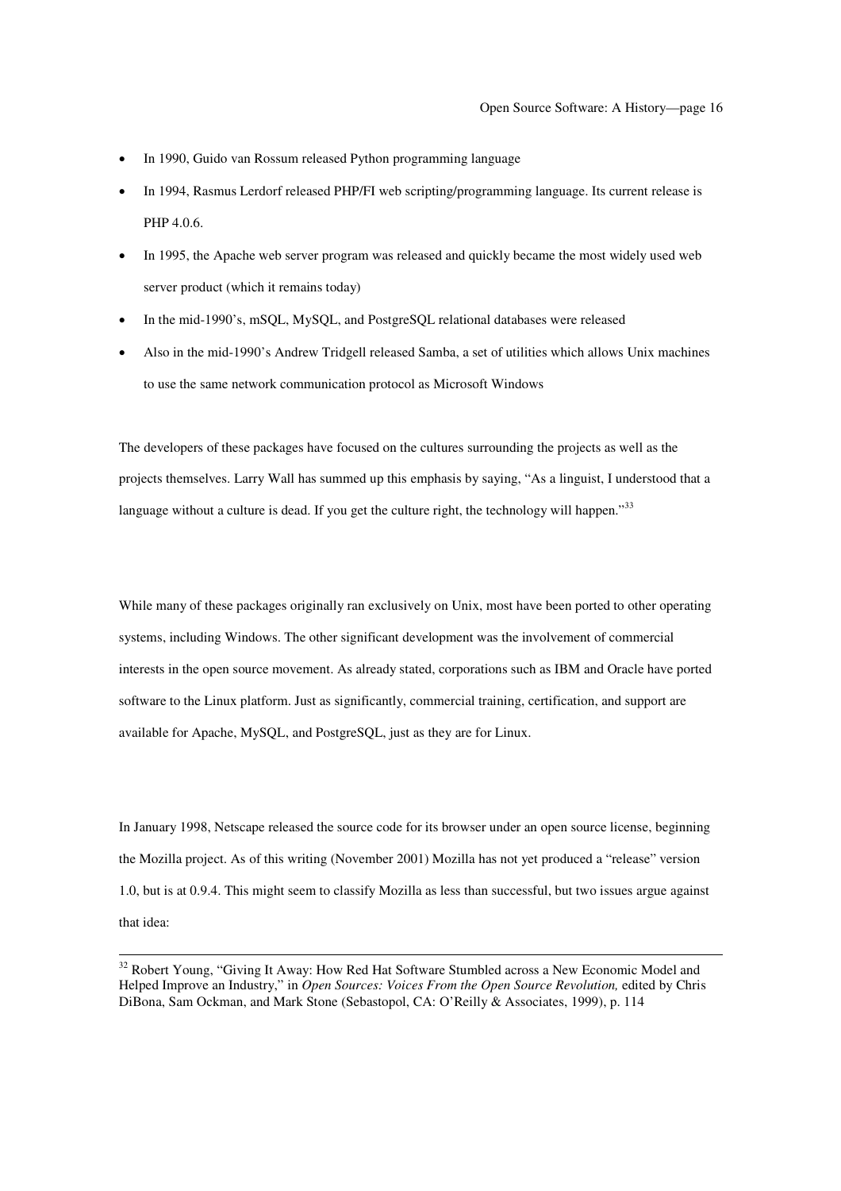- In 1990, Guido van Rossum released Python programming language
- In 1994, Rasmus Lerdorf released PHP/FI web scripting/programming language. Its current release is PHP 4.0.6.
- In 1995, the Apache web server program was released and quickly became the most widely used web server product (which it remains today)
- In the mid-1990's, mSQL, MySQL, and PostgreSQL relational databases were released
- Also in the mid-1990's Andrew Tridgell released Samba, a set of utilities which allows Unix machines to use the same network communication protocol as Microsoft Windows

The developers of these packages have focused on the cultures surrounding the projects as well as the projects themselves. Larry Wall has summed up this emphasis by saying, "As a linguist, I understood that a language without a culture is dead. If you get the culture right, the technology will happen."[33]

While many of these packages originally ran exclusively on Unix, most have been ported to other operating systems, including Windows. The other significant development was the involvement of commercial interests in the open source movement. As already stated, corporations such as IBM and Oracle have ported software to the Linux platform. Just as significantly, commercial training, certification, and support are available for Apache, MySQL, and PostgreSQL, just as they are for Linux.

In January 1998, Netscape released the source code for its browser under an open source license, beginning the Mozilla project. As of this writing (November 2001) Mozilla has not yet produced a "release" version 1.0, but is at 0.9.4. This might seem to classify Mozilla as less than successful, but two issues argue against that idea:

---

[32] Robert Young, "Giving It Away: How Red Hat Software Stumbled across a New Economic Model and Helped Improve an Industry," in *Open Sources: Voices From the Open Source Revolution,* edited by Chris DiBona, Sam Ockman, and Mark Stone (Sebastopol, CA: O'Reilly & Associates, 1999), p. 114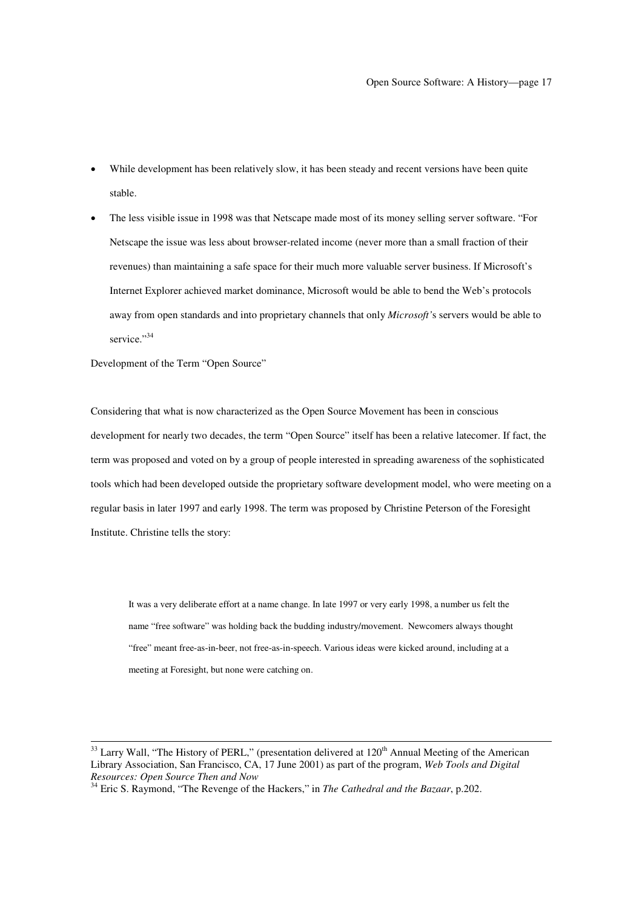- While development has been relatively slow, it has been steady and recent versions have been quite stable.
- The less visible issue in 1998 was that Netscape made most of its money selling server software. "For Netscape the issue was less about browser-related income (never more than a small fraction of their revenues) than maintaining a safe space for their much more valuable server business. If Microsoft's Internet Explorer achieved market dominance, Microsoft would be able to bend the Web's protocols away from open standards and into proprietary channels that only *Microsoft*'s servers would be able to service."[34]

Development of the Term "Open Source"

Considering that what is now characterized as the Open Source Movement has been in conscious development for nearly two decades, the term "Open Source" itself has been a relative latecomer. If fact, the term was proposed and voted on by a group of people interested in spreading awareness of the sophisticated tools which had been developed outside the proprietary software development model, who were meeting on a regular basis in later 1997 and early 1998. The term was proposed by Christine Peterson of the Foresight Institute. Christine tells the story:

> It was a very deliberate effort at a name change. In late 1997 or very early 1998, a number us felt the name "free software" was holding back the budding industry/movement. Newcomers always thought "free" meant free-as-in-beer, not free-as-in-speech. Various ideas were kicked around, including at a meeting at Foresight, but none were catching on.

---

[33] Larry Wall, "The History of PERL," (presentation delivered at 120th Annual Meeting of the American Library Association, San Francisco, CA, 17 June 2001) as part of the program, *Web Tools and Digital Resources: Open Source Then and Now*

[34] Eric S. Raymond, "The Revenge of the Hackers," in *The Cathedral and the Bazaar*, p.202.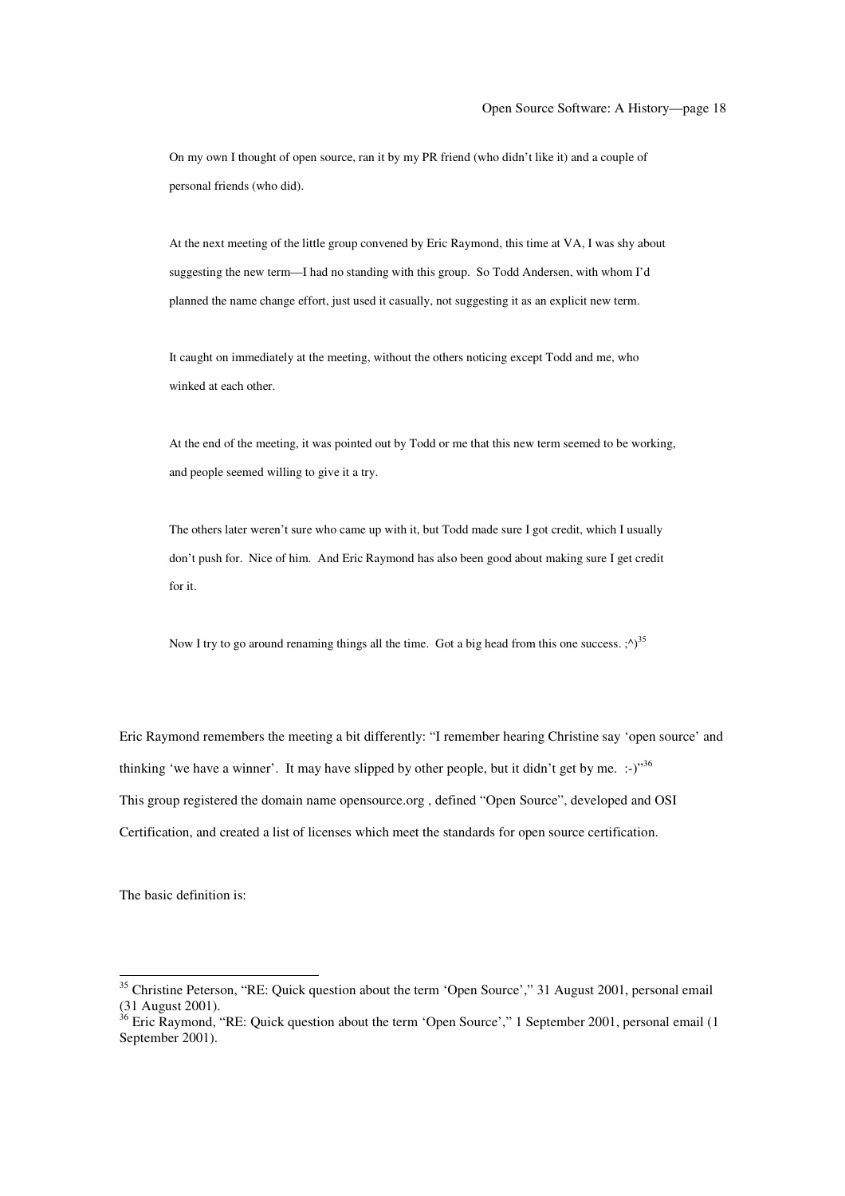> On my own I thought of open source, ran it by my PR friend (who didn't like it) and a couple of personal friends (who did).
>
> At the next meeting of the little group convened by Eric Raymond, this time at VA, I was shy about suggesting the new term—I had no standing with this group. So Todd Andersen, with whom I'd planned the name change effort, just used it casually, not suggesting it as an explicit new term.
>
> It caught on immediately at the meeting, without the others noticing except Todd and me, who winked at each other.
>
> At the end of the meeting, it was pointed out by Todd or me that this new term seemed to be working, and people seemed willing to give it a try.
>
> The others later weren't sure who came up with it, but Todd made sure I got credit, which I usually don't push for. Nice of him. And Eric Raymond has also been good about making sure I get credit for it.
>
> Now I try to go around renaming things all the time. Got a big head from this one success. ;^)[35]

Eric Raymond remembers the meeting a bit differently: "I remember hearing Christine say 'open source' and thinking 'we have a winner'. It may have slipped by other people, but it didn't get by me. :-)"[36] This group registered the domain name opensource.org , defined "Open Source", developed and OSI Certification, and created a list of licenses which meet the standards for open source certification.

The basic definition is:

---

[35] Christine Peterson, "RE: Quick question about the term 'Open Source'," 31 August 2001, personal email (31 August 2001).

[36] Eric Raymond, "RE: Quick question about the term 'Open Source'," 1 September 2001, personal email (1 September 2001).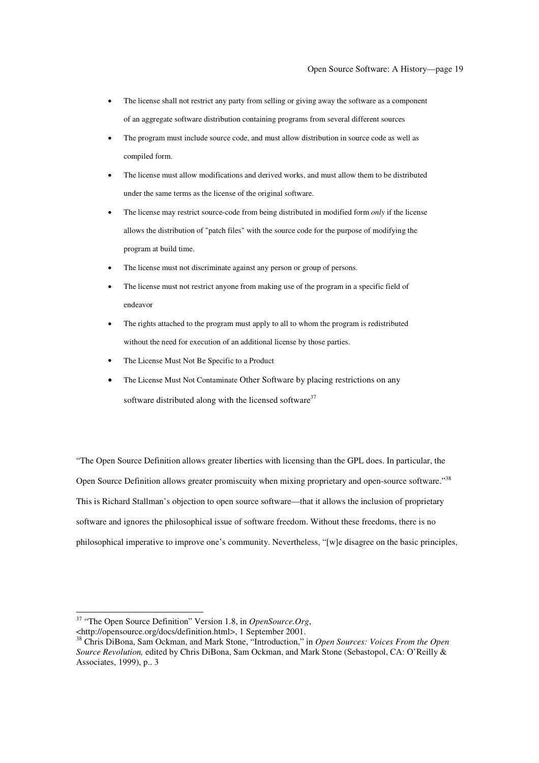- The license shall not restrict any party from selling or giving away the software as a component of an aggregate software distribution containing programs from several different sources
- The program must include source code, and must allow distribution in source code as well as compiled form.
- The license must allow modifications and derived works, and must allow them to be distributed under the same terms as the license of the original software.
- The license may restrict source-code from being distributed in modified form *only* if the license allows the distribution of "patch files" with the source code for the purpose of modifying the program at build time.
- The license must not discriminate against any person or group of persons.
- The license must not restrict anyone from making use of the program in a specific field of endeavor
- The rights attached to the program must apply to all to whom the program is redistributed without the need for execution of an additional license by those parties.
- The License Must Not Be Specific to a Product
- The License Must Not Contaminate Other Software by placing restrictions on any software distributed along with the licensed software[37]

"The Open Source Definition allows greater liberties with licensing than the GPL does. In particular, the Open Source Definition allows greater promiscuity when mixing proprietary and open-source software."[38] This is Richard Stallman's objection to open source software—that it allows the inclusion of proprietary software and ignores the philosophical issue of software freedom. Without these freedoms, there is no philosophical imperative to improve one's community. Nevertheless, "[w]e disagree on the basic principles,

---

[37] "The Open Source Definition" Version 1.8, in *OpenSource.Org*, <http://opensource.org/docs/definition.html>, 1 September 2001.

[38] Chris DiBona, Sam Ockman, and Mark Stone, "Introduction," in *Open Sources: Voices From the Open Source Revolution,* edited by Chris DiBona, Sam Ockman, and Mark Stone (Sebastopol, CA: O'Reilly & Associates, 1999), p.. 3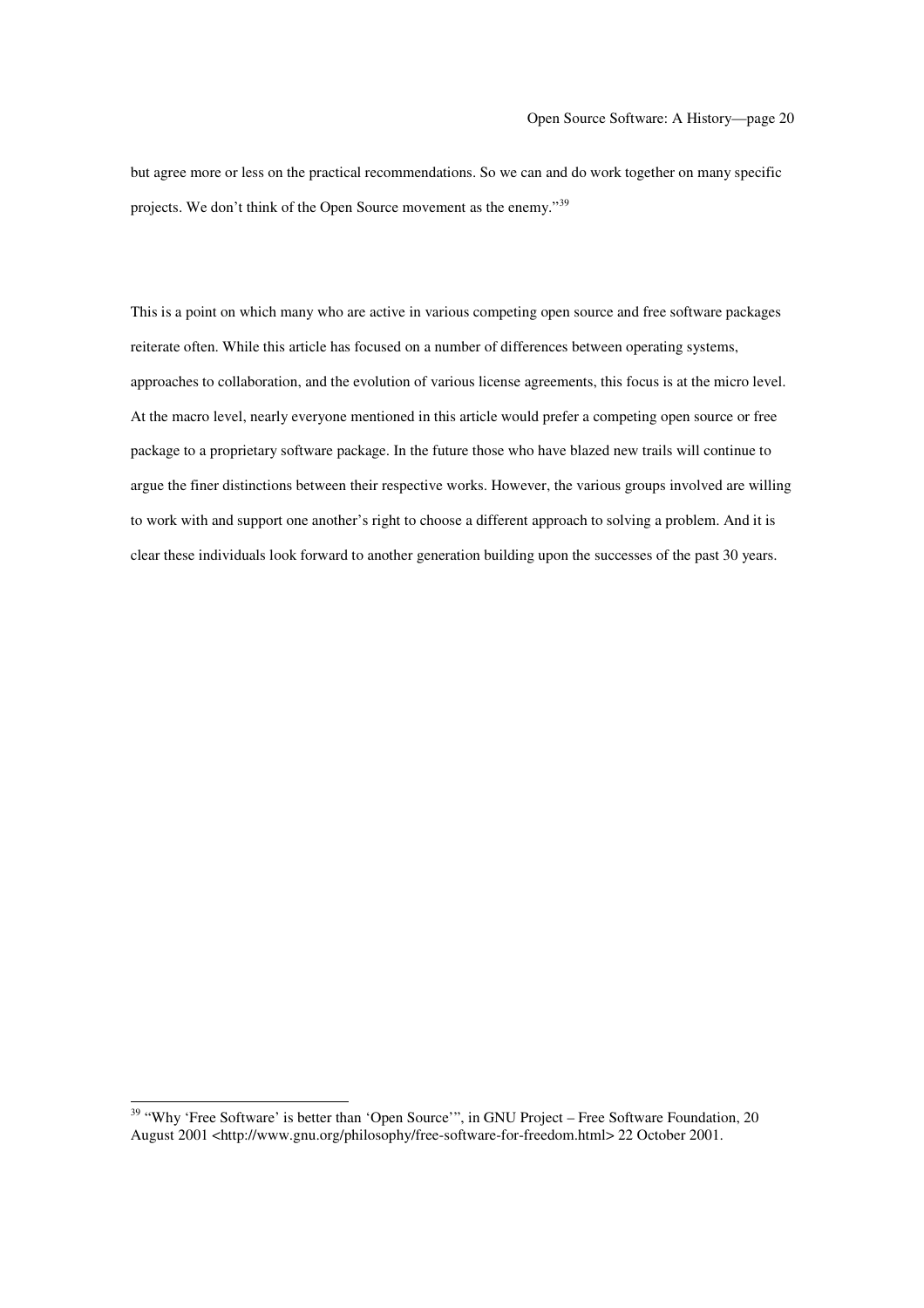but agree more or less on the practical recommendations. So we can and do work together on many specific projects. We don't think of the Open Source movement as the enemy."[39]

This is a point on which many who are active in various competing open source and free software packages reiterate often. While this article has focused on a number of differences between operating systems, approaches to collaboration, and the evolution of various license agreements, this focus is at the micro level. At the macro level, nearly everyone mentioned in this article would prefer a competing open source or free package to a proprietary software package. In the future those who have blazed new trails will continue to argue the finer distinctions between their respective works. However, the various groups involved are willing to work with and support one another's right to choose a different approach to solving a problem. And it is clear these individuals look forward to another generation building upon the successes of the past 30 years.

---

[39] "Why 'Free Software' is better than 'Open Source'", in GNU Project – Free Software Foundation, 20 August 2001 <http://www.gnu.org/philosophy/free-software-for-freedom.html> 22 October 2001.